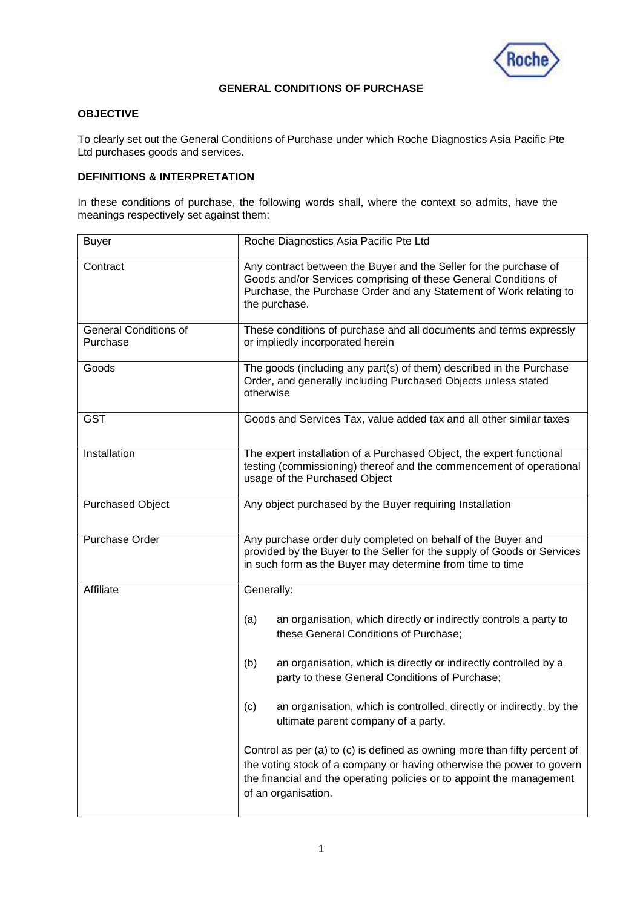# GENERAL CONDITIONS OF PURCHASE

## OBJECTIVE

To clearly set out the General Conditions of Purchase under which Roche Diagnostics Asia Pacific Pte Ltd purchases goods and services.

## DEFINITIONS & INTERPRETATION

In these conditions of purchase, the following words shall, where the context so admits, have the meanings respectively set against them:

| Term | Meaning |
|---|---|
| Buyer | Roche Diagnostics Asia Pacific Pte Ltd |
| Contract | Any contract between the Buyer and the Seller for the purchase of Goods and/or Services comprising of these General Conditions of Purchase, the Purchase Order and any Statement of Work relating to the purchase. |
| General Conditions of Purchase | These conditions of purchase and all documents and terms expressly or impliedly incorporated herein |
| Goods | The goods (including any part(s) of them) described in the Purchase Order, and generally including Purchased Objects unless stated otherwise |
| GST | Goods and Services Tax, value added tax and all other similar taxes |
| Installation | The expert installation of a Purchased Object, the expert functional testing (commissioning) thereof and the commencement of operational usage of the Purchased Object |
| Purchased Object | Any object purchased by the Buyer requiring Installation |
| Purchase Order | Any purchase order duly completed on behalf of the Buyer and provided by the Buyer to the Seller for the supply of Goods or Services in such form as the Buyer may determine from time to time |
| Affiliate | Generally:<br><br>(a) an organisation, which directly or indirectly controls a party to these General Conditions of Purchase;<br><br>(b) an organisation, which is directly or indirectly controlled by a party to these General Conditions of Purchase;<br><br>(c) an organisation, which is controlled, directly or indirectly, by the ultimate parent company of a party.<br><br>Control as per (a) to (c) is defined as owning more than fifty percent of the voting stock of a company or having otherwise the power to govern the financial and the operating policies or to appoint the management of an organisation. |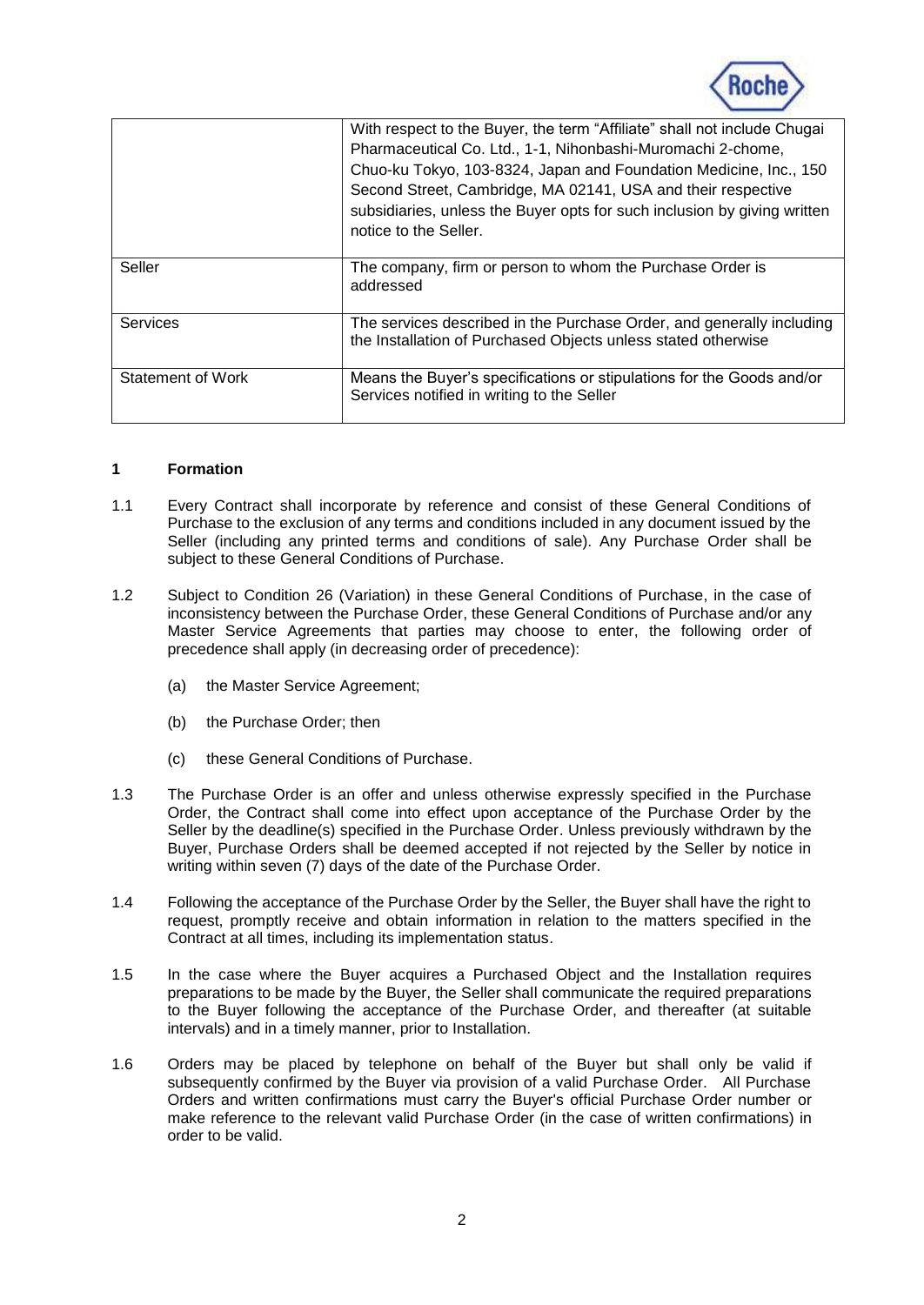| | |
|---|---|
| | With respect to the Buyer, the term "Affiliate" shall not include Chugai Pharmaceutical Co. Ltd., 1-1, Nihonbashi-Muromachi 2-chome, Chuo-ku Tokyo, 103-8324, Japan and Foundation Medicine, Inc., 150 Second Street, Cambridge, MA 02141, USA and their respective subsidiaries, unless the Buyer opts for such inclusion by giving written notice to the Seller. |
| Seller | The company, firm or person to whom the Purchase Order is addressed |
| Services | The services described in the Purchase Order, and generally including the Installation of Purchased Objects unless stated otherwise |
| Statement of Work | Means the Buyer's specifications or stipulations for the Goods and/or Services notified in writing to the Seller |

## 1 Formation

1.1 Every Contract shall incorporate by reference and consist of these General Conditions of Purchase to the exclusion of any terms and conditions included in any document issued by the Seller (including any printed terms and conditions of sale). Any Purchase Order shall be subject to these General Conditions of Purchase.

1.2 Subject to Condition 26 (Variation) in these General Conditions of Purchase, in the case of inconsistency between the Purchase Order, these General Conditions of Purchase and/or any Master Service Agreements that parties may choose to enter, the following order of precedence shall apply (in decreasing order of precedence):

(a) the Master Service Agreement;

(b) the Purchase Order; then

(c) these General Conditions of Purchase.

1.3 The Purchase Order is an offer and unless otherwise expressly specified in the Purchase Order, the Contract shall come into effect upon acceptance of the Purchase Order by the Seller by the deadline(s) specified in the Purchase Order. Unless previously withdrawn by the Buyer, Purchase Orders shall be deemed accepted if not rejected by the Seller by notice in writing within seven (7) days of the date of the Purchase Order.

1.4 Following the acceptance of the Purchase Order by the Seller, the Buyer shall have the right to request, promptly receive and obtain information in relation to the matters specified in the Contract at all times, including its implementation status.

1.5 In the case where the Buyer acquires a Purchased Object and the Installation requires preparations to be made by the Buyer, the Seller shall communicate the required preparations to the Buyer following the acceptance of the Purchase Order, and thereafter (at suitable intervals) and in a timely manner, prior to Installation.

1.6 Orders may be placed by telephone on behalf of the Buyer but shall only be valid if subsequently confirmed by the Buyer via provision of a valid Purchase Order. All Purchase Orders and written confirmations must carry the Buyer's official Purchase Order number or make reference to the relevant valid Purchase Order (in the case of written confirmations) in order to be valid.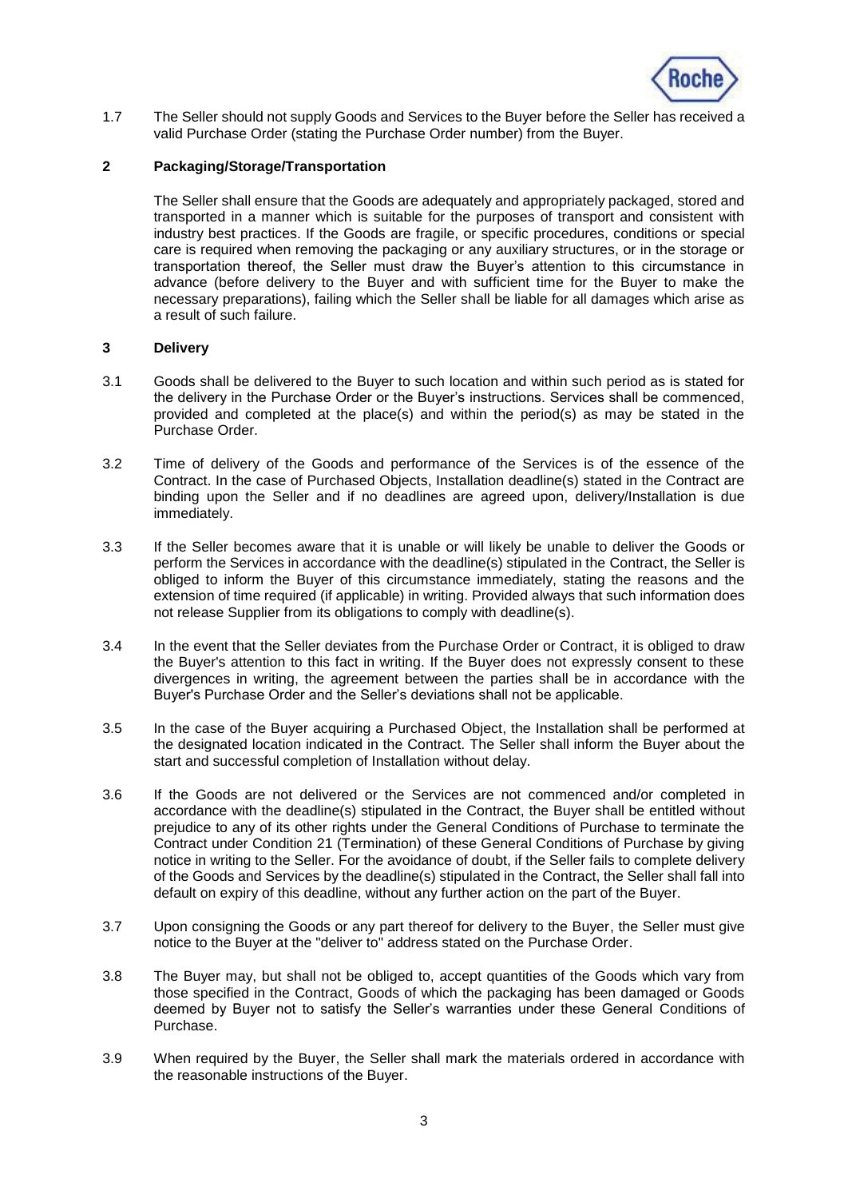1.7 The Seller should not supply Goods and Services to the Buyer before the Seller has received a valid Purchase Order (stating the Purchase Order number) from the Buyer.

## 2 Packaging/Storage/Transportation

The Seller shall ensure that the Goods are adequately and appropriately packaged, stored and transported in a manner which is suitable for the purposes of transport and consistent with industry best practices. If the Goods are fragile, or specific procedures, conditions or special care is required when removing the packaging or any auxiliary structures, or in the storage or transportation thereof, the Seller must draw the Buyer's attention to this circumstance in advance (before delivery to the Buyer and with sufficient time for the Buyer to make the necessary preparations), failing which the Seller shall be liable for all damages which arise as a result of such failure.

## 3 Delivery

3.1 Goods shall be delivered to the Buyer to such location and within such period as is stated for the delivery in the Purchase Order or the Buyer's instructions. Services shall be commenced, provided and completed at the place(s) and within the period(s) as may be stated in the Purchase Order.

3.2 Time of delivery of the Goods and performance of the Services is of the essence of the Contract. In the case of Purchased Objects, Installation deadline(s) stated in the Contract are binding upon the Seller and if no deadlines are agreed upon, delivery/Installation is due immediately.

3.3 If the Seller becomes aware that it is unable or will likely be unable to deliver the Goods or perform the Services in accordance with the deadline(s) stipulated in the Contract, the Seller is obliged to inform the Buyer of this circumstance immediately, stating the reasons and the extension of time required (if applicable) in writing. Provided always that such information does not release Supplier from its obligations to comply with deadline(s).

3.4 In the event that the Seller deviates from the Purchase Order or Contract, it is obliged to draw the Buyer's attention to this fact in writing. If the Buyer does not expressly consent to these divergences in writing, the agreement between the parties shall be in accordance with the Buyer's Purchase Order and the Seller's deviations shall not be applicable.

3.5 In the case of the Buyer acquiring a Purchased Object, the Installation shall be performed at the designated location indicated in the Contract. The Seller shall inform the Buyer about the start and successful completion of Installation without delay.

3.6 If the Goods are not delivered or the Services are not commenced and/or completed in accordance with the deadline(s) stipulated in the Contract, the Buyer shall be entitled without prejudice to any of its other rights under the General Conditions of Purchase to terminate the Contract under Condition 21 (Termination) of these General Conditions of Purchase by giving notice in writing to the Seller. For the avoidance of doubt, if the Seller fails to complete delivery of the Goods and Services by the deadline(s) stipulated in the Contract, the Seller shall fall into default on expiry of this deadline, without any further action on the part of the Buyer.

3.7 Upon consigning the Goods or any part thereof for delivery to the Buyer, the Seller must give notice to the Buyer at the "deliver to" address stated on the Purchase Order.

3.8 The Buyer may, but shall not be obliged to, accept quantities of the Goods which vary from those specified in the Contract, Goods of which the packaging has been damaged or Goods deemed by Buyer not to satisfy the Seller's warranties under these General Conditions of Purchase.

3.9 When required by the Buyer, the Seller shall mark the materials ordered in accordance with the reasonable instructions of the Buyer.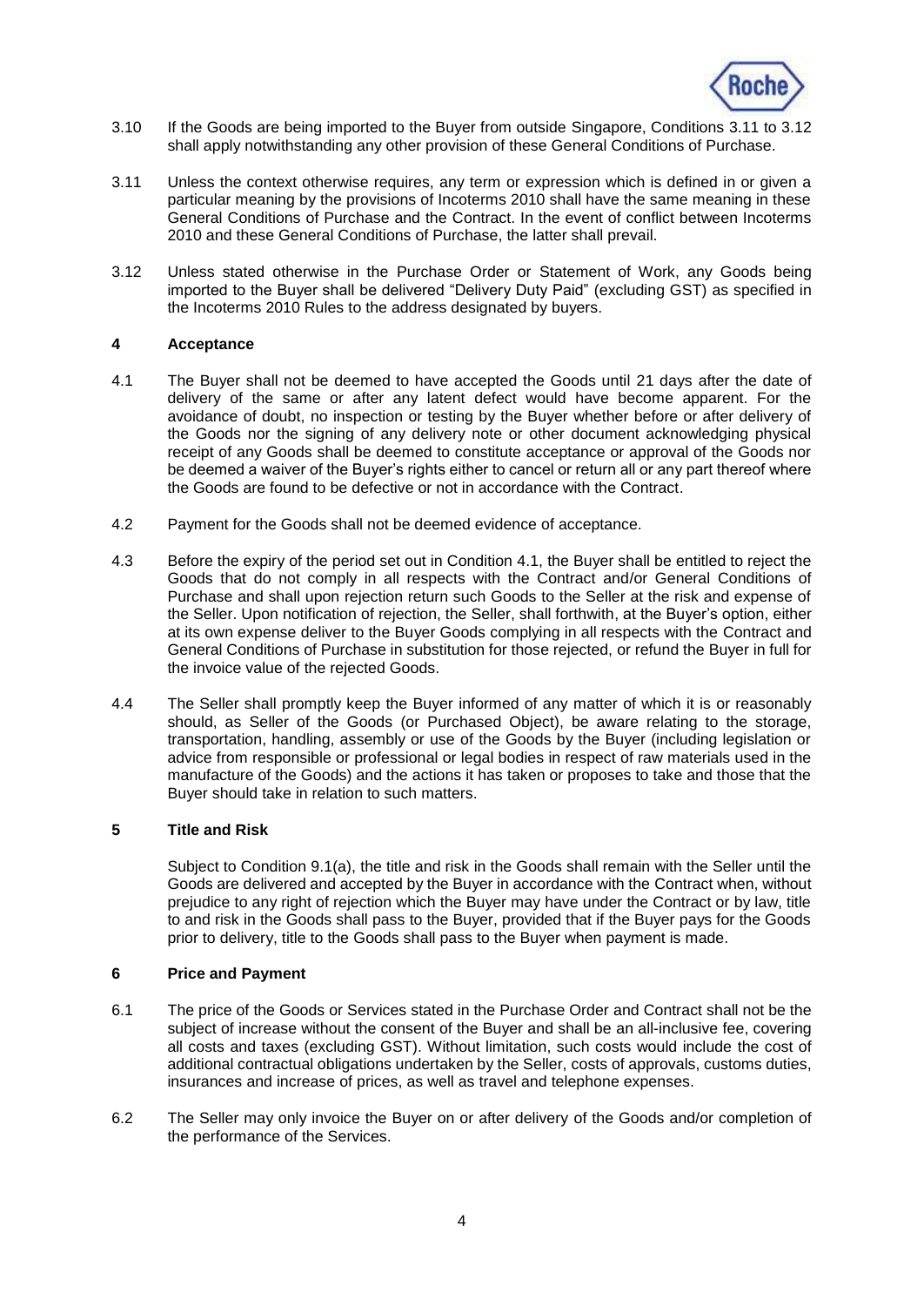3.10 If the Goods are being imported to the Buyer from outside Singapore, Conditions 3.11 to 3.12 shall apply notwithstanding any other provision of these General Conditions of Purchase.

3.11 Unless the context otherwise requires, any term or expression which is defined in or given a particular meaning by the provisions of Incoterms 2010 shall have the same meaning in these General Conditions of Purchase and the Contract. In the event of conflict between Incoterms 2010 and these General Conditions of Purchase, the latter shall prevail.

3.12 Unless stated otherwise in the Purchase Order or Statement of Work, any Goods being imported to the Buyer shall be delivered "Delivery Duty Paid" (excluding GST) as specified in the Incoterms 2010 Rules to the address designated by buyers.

## 4 Acceptance

4.1 The Buyer shall not be deemed to have accepted the Goods until 21 days after the date of delivery of the same or after any latent defect would have become apparent. For the avoidance of doubt, no inspection or testing by the Buyer whether before or after delivery of the Goods nor the signing of any delivery note or other document acknowledging physical receipt of any Goods shall be deemed to constitute acceptance or approval of the Goods nor be deemed a waiver of the Buyer's rights either to cancel or return all or any part thereof where the Goods are found to be defective or not in accordance with the Contract.

4.2 Payment for the Goods shall not be deemed evidence of acceptance.

4.3 Before the expiry of the period set out in Condition 4.1, the Buyer shall be entitled to reject the Goods that do not comply in all respects with the Contract and/or General Conditions of Purchase and shall upon rejection return such Goods to the Seller at the risk and expense of the Seller. Upon notification of rejection, the Seller, shall forthwith, at the Buyer's option, either at its own expense deliver to the Buyer Goods complying in all respects with the Contract and General Conditions of Purchase in substitution for those rejected, or refund the Buyer in full for the invoice value of the rejected Goods.

4.4 The Seller shall promptly keep the Buyer informed of any matter of which it is or reasonably should, as Seller of the Goods (or Purchased Object), be aware relating to the storage, transportation, handling, assembly or use of the Goods by the Buyer (including legislation or advice from responsible or professional or legal bodies in respect of raw materials used in the manufacture of the Goods) and the actions it has taken or proposes to take and those that the Buyer should take in relation to such matters.

## 5 Title and Risk

Subject to Condition 9.1(a), the title and risk in the Goods shall remain with the Seller until the Goods are delivered and accepted by the Buyer in accordance with the Contract when, without prejudice to any right of rejection which the Buyer may have under the Contract or by law, title to and risk in the Goods shall pass to the Buyer, provided that if the Buyer pays for the Goods prior to delivery, title to the Goods shall pass to the Buyer when payment is made.

## 6 Price and Payment

6.1 The price of the Goods or Services stated in the Purchase Order and Contract shall not be the subject of increase without the consent of the Buyer and shall be an all-inclusive fee, covering all costs and taxes (excluding GST). Without limitation, such costs would include the cost of additional contractual obligations undertaken by the Seller, costs of approvals, customs duties, insurances and increase of prices, as well as travel and telephone expenses.

6.2 The Seller may only invoice the Buyer on or after delivery of the Goods and/or completion of the performance of the Services.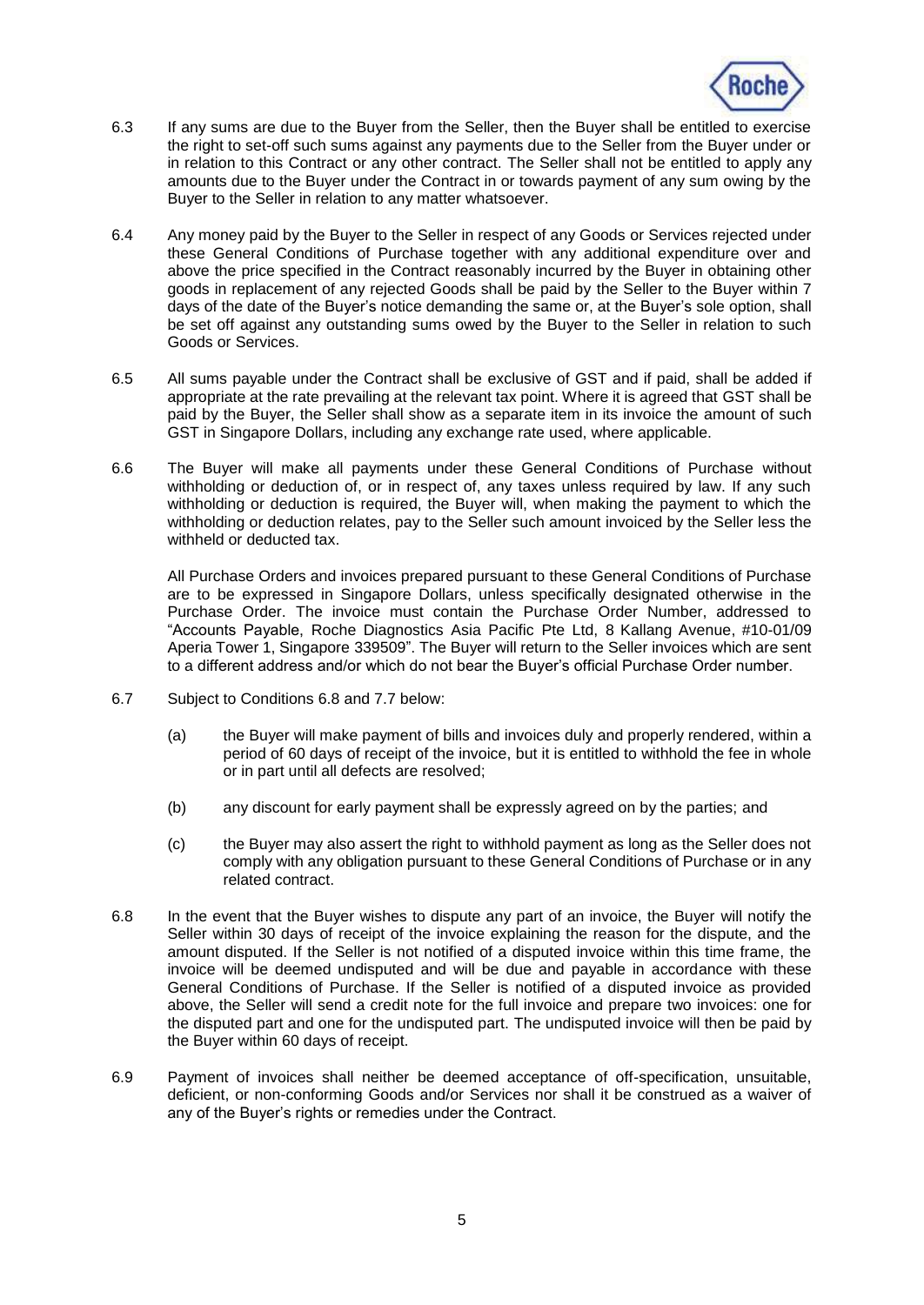6.3 If any sums are due to the Buyer from the Seller, then the Buyer shall be entitled to exercise the right to set-off such sums against any payments due to the Seller from the Buyer under or in relation to this Contract or any other contract. The Seller shall not be entitled to apply any amounts due to the Buyer under the Contract in or towards payment of any sum owing by the Buyer to the Seller in relation to any matter whatsoever.

6.4 Any money paid by the Buyer to the Seller in respect of any Goods or Services rejected under these General Conditions of Purchase together with any additional expenditure over and above the price specified in the Contract reasonably incurred by the Buyer in obtaining other goods in replacement of any rejected Goods shall be paid by the Seller to the Buyer within 7 days of the date of the Buyer's notice demanding the same or, at the Buyer's sole option, shall be set off against any outstanding sums owed by the Buyer to the Seller in relation to such Goods or Services.

6.5 All sums payable under the Contract shall be exclusive of GST and if paid, shall be added if appropriate at the rate prevailing at the relevant tax point. Where it is agreed that GST shall be paid by the Buyer, the Seller shall show as a separate item in its invoice the amount of such GST in Singapore Dollars, including any exchange rate used, where applicable.

6.6 The Buyer will make all payments under these General Conditions of Purchase without withholding or deduction of, or in respect of, any taxes unless required by law. If any such withholding or deduction is required, the Buyer will, when making the payment to which the withholding or deduction relates, pay to the Seller such amount invoiced by the Seller less the withheld or deducted tax.

All Purchase Orders and invoices prepared pursuant to these General Conditions of Purchase are to be expressed in Singapore Dollars, unless specifically designated otherwise in the Purchase Order. The invoice must contain the Purchase Order Number, addressed to "Accounts Payable, Roche Diagnostics Asia Pacific Pte Ltd, 8 Kallang Avenue, #10-01/09 Aperia Tower 1, Singapore 339509". The Buyer will return to the Seller invoices which are sent to a different address and/or which do not bear the Buyer's official Purchase Order number.

6.7 Subject to Conditions 6.8 and 7.7 below:

(a) the Buyer will make payment of bills and invoices duly and properly rendered, within a period of 60 days of receipt of the invoice, but it is entitled to withhold the fee in whole or in part until all defects are resolved;

(b) any discount for early payment shall be expressly agreed on by the parties; and

(c) the Buyer may also assert the right to withhold payment as long as the Seller does not comply with any obligation pursuant to these General Conditions of Purchase or in any related contract.

6.8 In the event that the Buyer wishes to dispute any part of an invoice, the Buyer will notify the Seller within 30 days of receipt of the invoice explaining the reason for the dispute, and the amount disputed. If the Seller is not notified of a disputed invoice within this time frame, the invoice will be deemed undisputed and will be due and payable in accordance with these General Conditions of Purchase. If the Seller is notified of a disputed invoice as provided above, the Seller will send a credit note for the full invoice and prepare two invoices: one for the disputed part and one for the undisputed part. The undisputed invoice will then be paid by the Buyer within 60 days of receipt.

6.9 Payment of invoices shall neither be deemed acceptance of off-specification, unsuitable, deficient, or non-conforming Goods and/or Services nor shall it be construed as a waiver of any of the Buyer's rights or remedies under the Contract.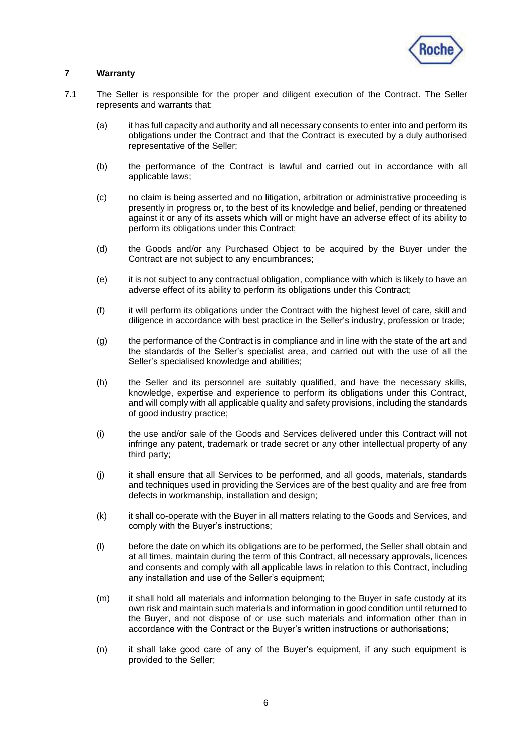## 7 Warranty

7.1 The Seller is responsible for the proper and diligent execution of the Contract. The Seller represents and warrants that:

(a) it has full capacity and authority and all necessary consents to enter into and perform its obligations under the Contract and that the Contract is executed by a duly authorised representative of the Seller;

(b) the performance of the Contract is lawful and carried out in accordance with all applicable laws;

(c) no claim is being asserted and no litigation, arbitration or administrative proceeding is presently in progress or, to the best of its knowledge and belief, pending or threatened against it or any of its assets which will or might have an adverse effect of its ability to perform its obligations under this Contract;

(d) the Goods and/or any Purchased Object to be acquired by the Buyer under the Contract are not subject to any encumbrances;

(e) it is not subject to any contractual obligation, compliance with which is likely to have an adverse effect of its ability to perform its obligations under this Contract;

(f) it will perform its obligations under the Contract with the highest level of care, skill and diligence in accordance with best practice in the Seller's industry, profession or trade;

(g) the performance of the Contract is in compliance and in line with the state of the art and the standards of the Seller's specialist area, and carried out with the use of all the Seller's specialised knowledge and abilities;

(h) the Seller and its personnel are suitably qualified, and have the necessary skills, knowledge, expertise and experience to perform its obligations under this Contract, and will comply with all applicable quality and safety provisions, including the standards of good industry practice;

(i) the use and/or sale of the Goods and Services delivered under this Contract will not infringe any patent, trademark or trade secret or any other intellectual property of any third party;

(j) it shall ensure that all Services to be performed, and all goods, materials, standards and techniques used in providing the Services are of the best quality and are free from defects in workmanship, installation and design;

(k) it shall co-operate with the Buyer in all matters relating to the Goods and Services, and comply with the Buyer's instructions;

(l) before the date on which its obligations are to be performed, the Seller shall obtain and at all times, maintain during the term of this Contract, all necessary approvals, licences and consents and comply with all applicable laws in relation to this Contract, including any installation and use of the Seller's equipment;

(m) it shall hold all materials and information belonging to the Buyer in safe custody at its own risk and maintain such materials and information in good condition until returned to the Buyer, and not dispose of or use such materials and information other than in accordance with the Contract or the Buyer's written instructions or authorisations;

(n) it shall take good care of any of the Buyer's equipment, if any such equipment is provided to the Seller;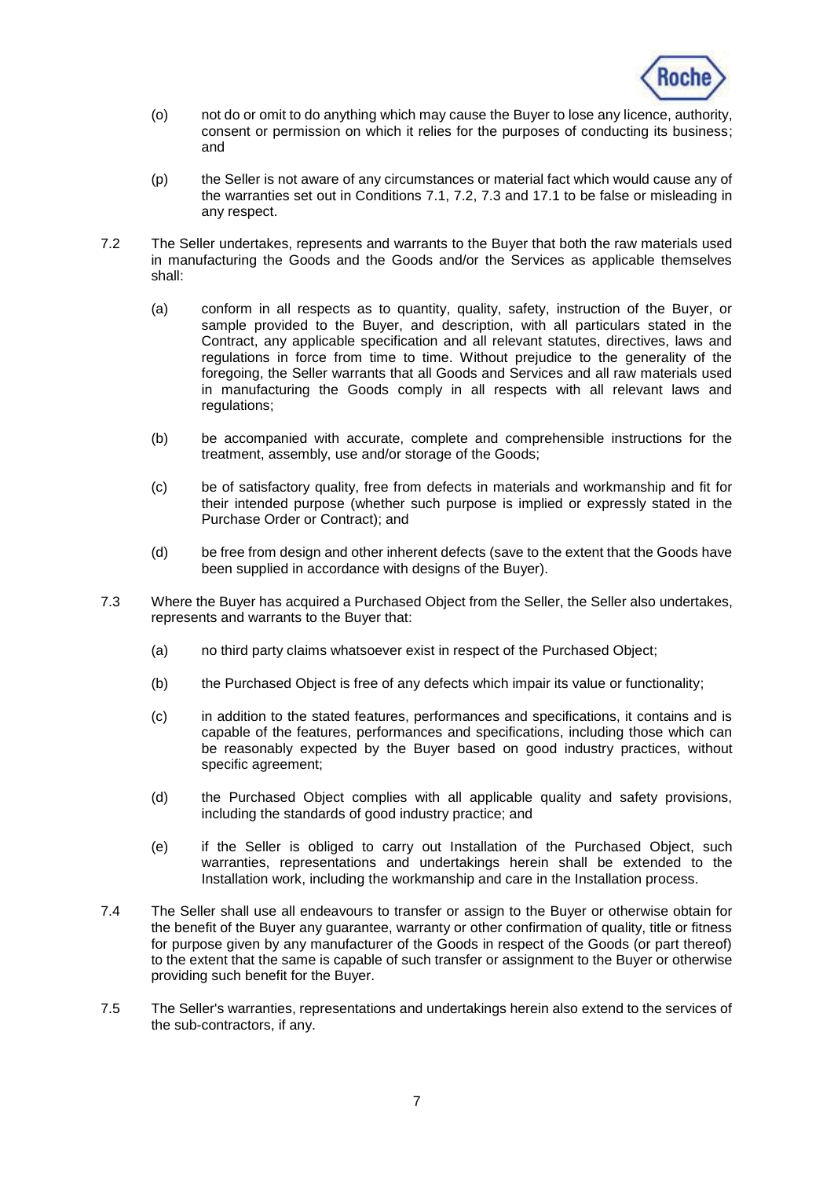(o) not do or omit to do anything which may cause the Buyer to lose any licence, authority, consent or permission on which it relies for the purposes of conducting its business; and

(p) the Seller is not aware of any circumstances or material fact which would cause any of the warranties set out in Conditions 7.1, 7.2, 7.3 and 17.1 to be false or misleading in any respect.

7.2 The Seller undertakes, represents and warrants to the Buyer that both the raw materials used in manufacturing the Goods and the Goods and/or the Services as applicable themselves shall:

(a) conform in all respects as to quantity, quality, safety, instruction of the Buyer, or sample provided to the Buyer, and description, with all particulars stated in the Contract, any applicable specification and all relevant statutes, directives, laws and regulations in force from time to time. Without prejudice to the generality of the foregoing, the Seller warrants that all Goods and Services and all raw materials used in manufacturing the Goods comply in all respects with all relevant laws and regulations;

(b) be accompanied with accurate, complete and comprehensible instructions for the treatment, assembly, use and/or storage of the Goods;

(c) be of satisfactory quality, free from defects in materials and workmanship and fit for their intended purpose (whether such purpose is implied or expressly stated in the Purchase Order or Contract); and

(d) be free from design and other inherent defects (save to the extent that the Goods have been supplied in accordance with designs of the Buyer).

7.3 Where the Buyer has acquired a Purchased Object from the Seller, the Seller also undertakes, represents and warrants to the Buyer that:

(a) no third party claims whatsoever exist in respect of the Purchased Object;

(b) the Purchased Object is free of any defects which impair its value or functionality;

(c) in addition to the stated features, performances and specifications, it contains and is capable of the features, performances and specifications, including those which can be reasonably expected by the Buyer based on good industry practices, without specific agreement;

(d) the Purchased Object complies with all applicable quality and safety provisions, including the standards of good industry practice; and

(e) if the Seller is obliged to carry out Installation of the Purchased Object, such warranties, representations and undertakings herein shall be extended to the Installation work, including the workmanship and care in the Installation process.

7.4 The Seller shall use all endeavours to transfer or assign to the Buyer or otherwise obtain for the benefit of the Buyer any guarantee, warranty or other confirmation of quality, title or fitness for purpose given by any manufacturer of the Goods in respect of the Goods (or part thereof) to the extent that the same is capable of such transfer or assignment to the Buyer or otherwise providing such benefit for the Buyer.

7.5 The Seller's warranties, representations and undertakings herein also extend to the services of the sub-contractors, if any.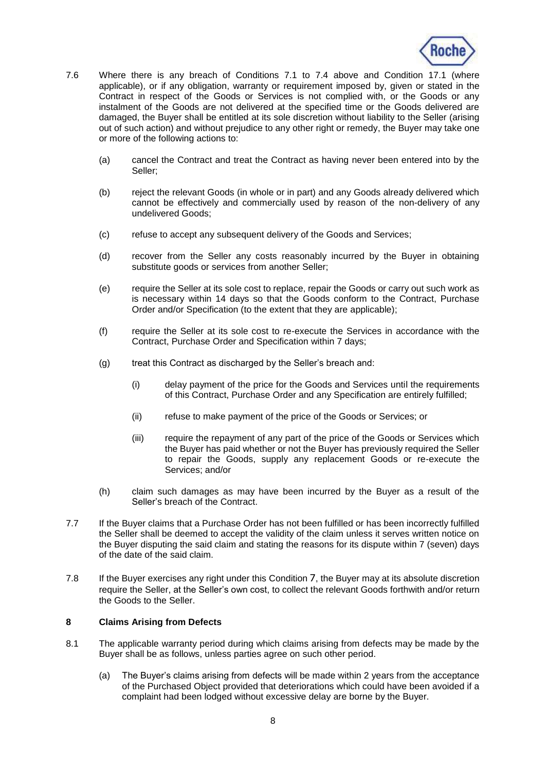7.6 Where there is any breach of Conditions 7.1 to 7.4 above and Condition 17.1 (where applicable), or if any obligation, warranty or requirement imposed by, given or stated in the Contract in respect of the Goods or Services is not complied with, or the Goods or any instalment of the Goods are not delivered at the specified time or the Goods delivered are damaged, the Buyer shall be entitled at its sole discretion without liability to the Seller (arising out of such action) and without prejudice to any other right or remedy, the Buyer may take one or more of the following actions to:

(a) cancel the Contract and treat the Contract as having never been entered into by the Seller;

(b) reject the relevant Goods (in whole or in part) and any Goods already delivered which cannot be effectively and commercially used by reason of the non-delivery of any undelivered Goods;

(c) refuse to accept any subsequent delivery of the Goods and Services;

(d) recover from the Seller any costs reasonably incurred by the Buyer in obtaining substitute goods or services from another Seller;

(e) require the Seller at its sole cost to replace, repair the Goods or carry out such work as is necessary within 14 days so that the Goods conform to the Contract, Purchase Order and/or Specification (to the extent that they are applicable);

(f) require the Seller at its sole cost to re-execute the Services in accordance with the Contract, Purchase Order and Specification within 7 days;

(g) treat this Contract as discharged by the Seller's breach and:

    (i) delay payment of the price for the Goods and Services until the requirements of this Contract, Purchase Order and any Specification are entirely fulfilled;

    (ii) refuse to make payment of the price of the Goods or Services; or

    (iii) require the repayment of any part of the price of the Goods or Services which the Buyer has paid whether or not the Buyer has previously required the Seller to repair the Goods, supply any replacement Goods or re-execute the Services; and/or

(h) claim such damages as may have been incurred by the Buyer as a result of the Seller's breach of the Contract.

7.7 If the Buyer claims that a Purchase Order has not been fulfilled or has been incorrectly fulfilled the Seller shall be deemed to accept the validity of the claim unless it serves written notice on the Buyer disputing the said claim and stating the reasons for its dispute within 7 (seven) days of the date of the said claim.

7.8 If the Buyer exercises any right under this Condition 7, the Buyer may at its absolute discretion require the Seller, at the Seller's own cost, to collect the relevant Goods forthwith and/or return the Goods to the Seller.

## 8 Claims Arising from Defects

8.1 The applicable warranty period during which claims arising from defects may be made by the Buyer shall be as follows, unless parties agree on such other period.

(a) The Buyer's claims arising from defects will be made within 2 years from the acceptance of the Purchased Object provided that deteriorations which could have been avoided if a complaint had been lodged without excessive delay are borne by the Buyer.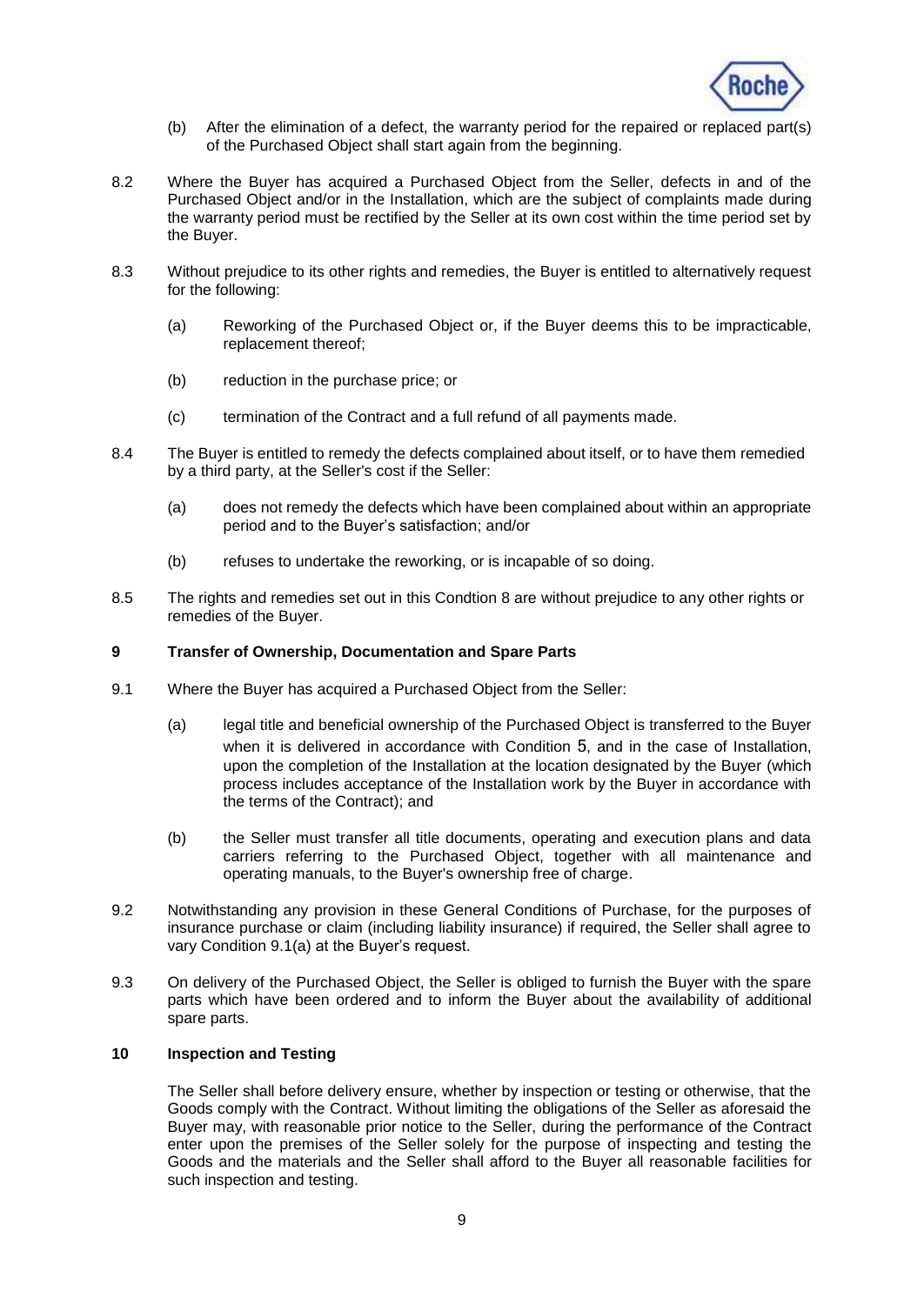(b) After the elimination of a defect, the warranty period for the repaired or replaced part(s) of the Purchased Object shall start again from the beginning.

8.2 Where the Buyer has acquired a Purchased Object from the Seller, defects in and of the Purchased Object and/or in the Installation, which are the subject of complaints made during the warranty period must be rectified by the Seller at its own cost within the time period set by the Buyer.

8.3 Without prejudice to its other rights and remedies, the Buyer is entitled to alternatively request for the following:

(a) Reworking of the Purchased Object or, if the Buyer deems this to be impracticable, replacement thereof;

(b) reduction in the purchase price; or

(c) termination of the Contract and a full refund of all payments made.

8.4 The Buyer is entitled to remedy the defects complained about itself, or to have them remedied by a third party, at the Seller's cost if the Seller:

(a) does not remedy the defects which have been complained about within an appropriate period and to the Buyer's satisfaction; and/or

(b) refuses to undertake the reworking, or is incapable of so doing.

8.5 The rights and remedies set out in this Condtion 8 are without prejudice to any other rights or remedies of the Buyer.

## 9 Transfer of Ownership, Documentation and Spare Parts

9.1 Where the Buyer has acquired a Purchased Object from the Seller:

(a) legal title and beneficial ownership of the Purchased Object is transferred to the Buyer when it is delivered in accordance with Condition 5, and in the case of Installation, upon the completion of the Installation at the location designated by the Buyer (which process includes acceptance of the Installation work by the Buyer in accordance with the terms of the Contract); and

(b) the Seller must transfer all title documents, operating and execution plans and data carriers referring to the Purchased Object, together with all maintenance and operating manuals, to the Buyer's ownership free of charge.

9.2 Notwithstanding any provision in these General Conditions of Purchase, for the purposes of insurance purchase or claim (including liability insurance) if required, the Seller shall agree to vary Condition 9.1(a) at the Buyer's request.

9.3 On delivery of the Purchased Object, the Seller is obliged to furnish the Buyer with the spare parts which have been ordered and to inform the Buyer about the availability of additional spare parts.

## 10 Inspection and Testing

The Seller shall before delivery ensure, whether by inspection or testing or otherwise, that the Goods comply with the Contract. Without limiting the obligations of the Seller as aforesaid the Buyer may, with reasonable prior notice to the Seller, during the performance of the Contract enter upon the premises of the Seller solely for the purpose of inspecting and testing the Goods and the materials and the Seller shall afford to the Buyer all reasonable facilities for such inspection and testing.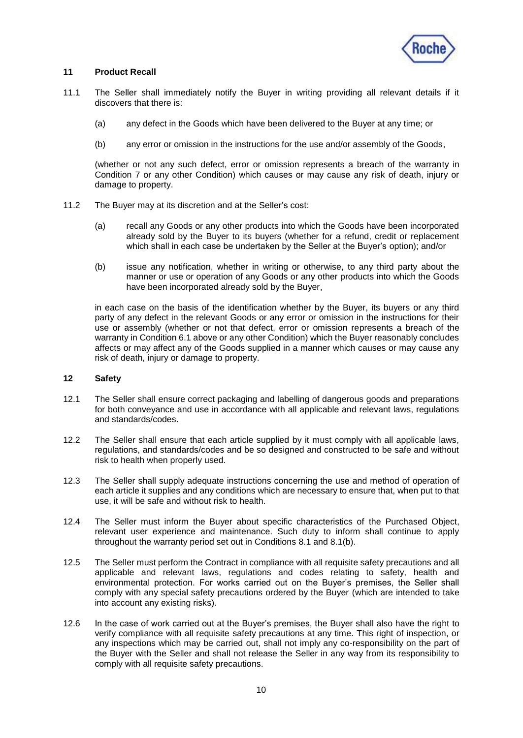## 11 Product Recall

11.1 The Seller shall immediately notify the Buyer in writing providing all relevant details if it discovers that there is:

(a) any defect in the Goods which have been delivered to the Buyer at any time; or

(b) any error or omission in the instructions for the use and/or assembly of the Goods,

(whether or not any such defect, error or omission represents a breach of the warranty in Condition 7 or any other Condition) which causes or may cause any risk of death, injury or damage to property.

11.2 The Buyer may at its discretion and at the Seller's cost:

(a) recall any Goods or any other products into which the Goods have been incorporated already sold by the Buyer to its buyers (whether for a refund, credit or replacement which shall in each case be undertaken by the Seller at the Buyer's option); and/or

(b) issue any notification, whether in writing or otherwise, to any third party about the manner or use or operation of any Goods or any other products into which the Goods have been incorporated already sold by the Buyer,

in each case on the basis of the identification whether by the Buyer, its buyers or any third party of any defect in the relevant Goods or any error or omission in the instructions for their use or assembly (whether or not that defect, error or omission represents a breach of the warranty in Condition 6.1 above or any other Condition) which the Buyer reasonably concludes affects or may affect any of the Goods supplied in a manner which causes or may cause any risk of death, injury or damage to property.

## 12 Safety

12.1 The Seller shall ensure correct packaging and labelling of dangerous goods and preparations for both conveyance and use in accordance with all applicable and relevant laws, regulations and standards/codes.

12.2 The Seller shall ensure that each article supplied by it must comply with all applicable laws, regulations, and standards/codes and be so designed and constructed to be safe and without risk to health when properly used.

12.3 The Seller shall supply adequate instructions concerning the use and method of operation of each article it supplies and any conditions which are necessary to ensure that, when put to that use, it will be safe and without risk to health.

12.4 The Seller must inform the Buyer about specific characteristics of the Purchased Object, relevant user experience and maintenance. Such duty to inform shall continue to apply throughout the warranty period set out in Conditions 8.1 and 8.1(b).

12.5 The Seller must perform the Contract in compliance with all requisite safety precautions and all applicable and relevant laws, regulations and codes relating to safety, health and environmental protection. For works carried out on the Buyer's premises, the Seller shall comply with any special safety precautions ordered by the Buyer (which are intended to take into account any existing risks).

12.6 In the case of work carried out at the Buyer's premises, the Buyer shall also have the right to verify compliance with all requisite safety precautions at any time. This right of inspection, or any inspections which may be carried out, shall not imply any co-responsibility on the part of the Buyer with the Seller and shall not release the Seller in any way from its responsibility to comply with all requisite safety precautions.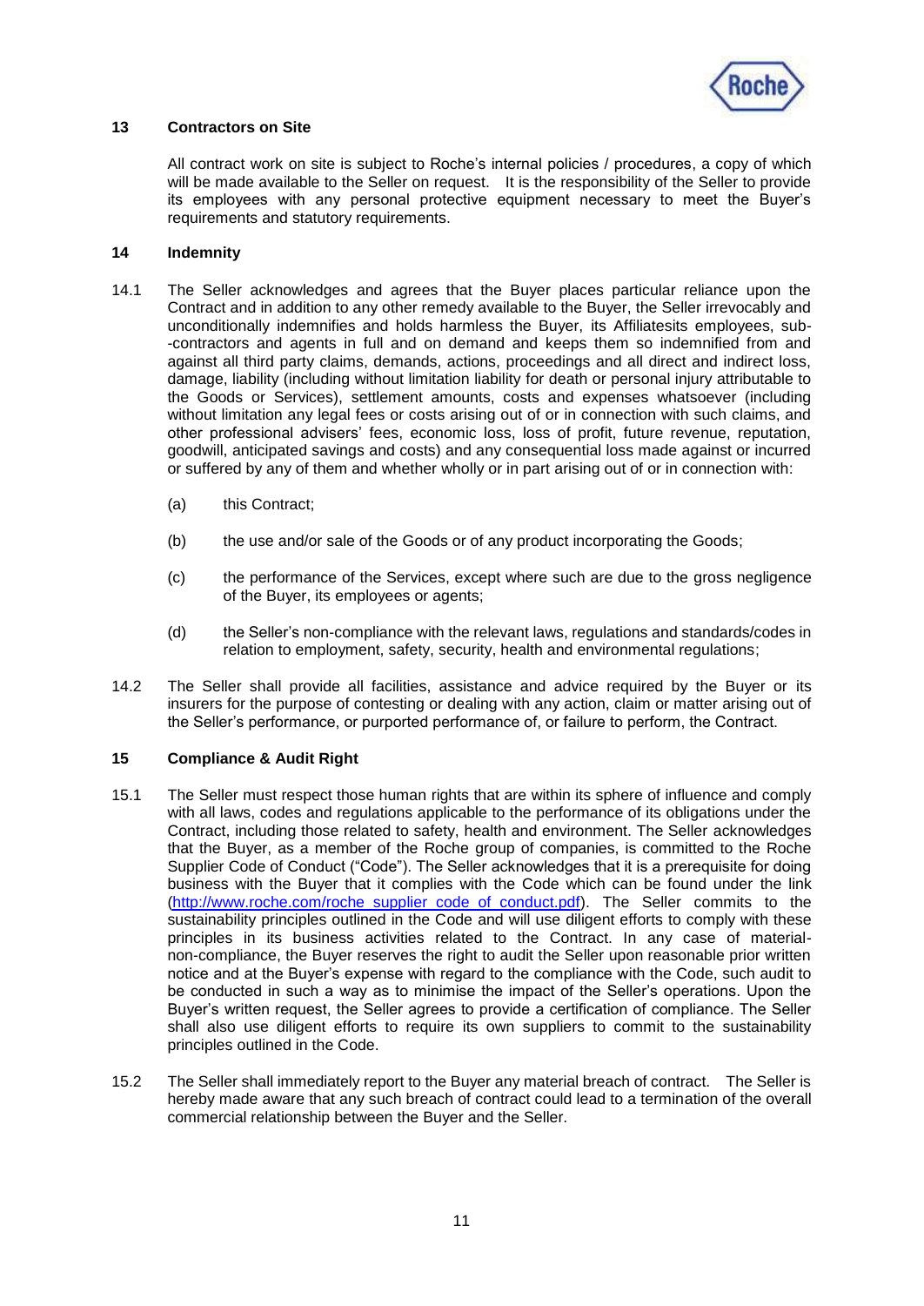## 13 Contractors on Site

All contract work on site is subject to Roche's internal policies / procedures, a copy of which will be made available to the Seller on request. It is the responsibility of the Seller to provide its employees with any personal protective equipment necessary to meet the Buyer's requirements and statutory requirements.

## 14 Indemnity

14.1 The Seller acknowledges and agrees that the Buyer places particular reliance upon the Contract and in addition to any other remedy available to the Buyer, the Seller irrevocably and unconditionally indemnifies and holds harmless the Buyer, its Affiliatesits employees, sub--contractors and agents in full and on demand and keeps them so indemnified from and against all third party claims, demands, actions, proceedings and all direct and indirect loss, damage, liability (including without limitation liability for death or personal injury attributable to the Goods or Services), settlement amounts, costs and expenses whatsoever (including without limitation any legal fees or costs arising out of or in connection with such claims, and other professional advisers' fees, economic loss, loss of profit, future revenue, reputation, goodwill, anticipated savings and costs) and any consequential loss made against or incurred or suffered by any of them and whether wholly or in part arising out of or in connection with:

(a) this Contract;

(b) the use and/or sale of the Goods or of any product incorporating the Goods;

(c) the performance of the Services, except where such are due to the gross negligence of the Buyer, its employees or agents;

(d) the Seller's non-compliance with the relevant laws, regulations and standards/codes in relation to employment, safety, security, health and environmental regulations;

14.2 The Seller shall provide all facilities, assistance and advice required by the Buyer or its insurers for the purpose of contesting or dealing with any action, claim or matter arising out of the Seller's performance, or purported performance of, or failure to perform, the Contract.

## 15 Compliance & Audit Right

15.1 The Seller must respect those human rights that are within its sphere of influence and comply with all laws, codes and regulations applicable to the performance of its obligations under the Contract, including those related to safety, health and environment. The Seller acknowledges that the Buyer, as a member of the Roche group of companies, is committed to the Roche Supplier Code of Conduct ("Code"). The Seller acknowledges that it is a prerequisite for doing business with the Buyer that it complies with the Code which can be found under the link (http://www.roche.com/roche_supplier_code_of_conduct.pdf). The Seller commits to the sustainability principles outlined in the Code and will use diligent efforts to comply with these principles in its business activities related to the Contract. In any case of material-non-compliance, the Buyer reserves the right to audit the Seller upon reasonable prior written notice and at the Buyer's expense with regard to the compliance with the Code, such audit to be conducted in such a way as to minimise the impact of the Seller's operations. Upon the Buyer's written request, the Seller agrees to provide a certification of compliance. The Seller shall also use diligent efforts to require its own suppliers to commit to the sustainability principles outlined in the Code.

15.2 The Seller shall immediately report to the Buyer any material breach of contract. The Seller is hereby made aware that any such breach of contract could lead to a termination of the overall commercial relationship between the Buyer and the Seller.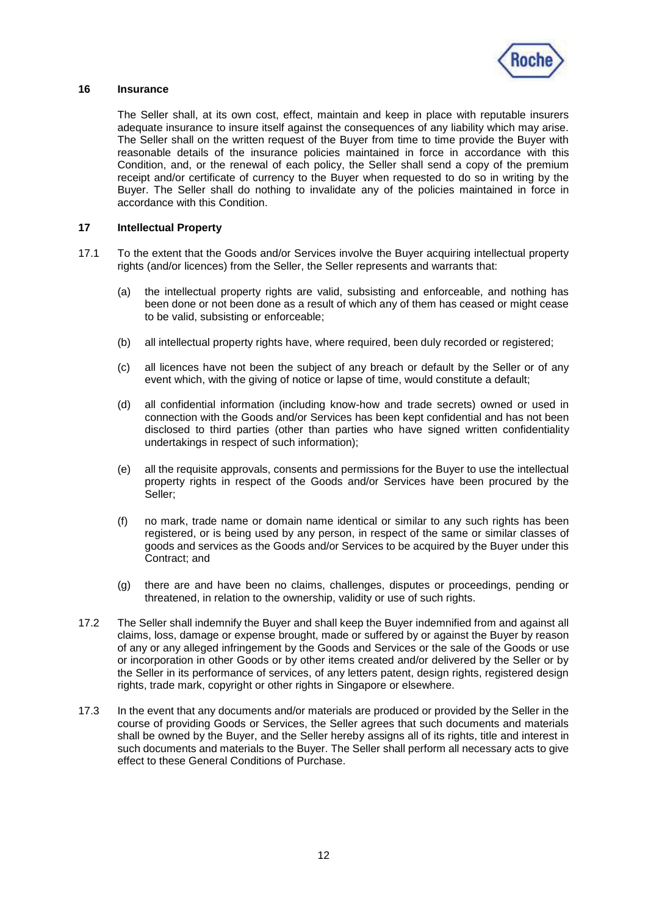## 16 Insurance

The Seller shall, at its own cost, effect, maintain and keep in place with reputable insurers adequate insurance to insure itself against the consequences of any liability which may arise. The Seller shall on the written request of the Buyer from time to time provide the Buyer with reasonable details of the insurance policies maintained in force in accordance with this Condition, and, or the renewal of each policy, the Seller shall send a copy of the premium receipt and/or certificate of currency to the Buyer when requested to do so in writing by the Buyer. The Seller shall do nothing to invalidate any of the policies maintained in force in accordance with this Condition.

## 17 Intellectual Property

17.1 To the extent that the Goods and/or Services involve the Buyer acquiring intellectual property rights (and/or licences) from the Seller, the Seller represents and warrants that:

(a) the intellectual property rights are valid, subsisting and enforceable, and nothing has been done or not been done as a result of which any of them has ceased or might cease to be valid, subsisting or enforceable;

(b) all intellectual property rights have, where required, been duly recorded or registered;

(c) all licences have not been the subject of any breach or default by the Seller or of any event which, with the giving of notice or lapse of time, would constitute a default;

(d) all confidential information (including know-how and trade secrets) owned or used in connection with the Goods and/or Services has been kept confidential and has not been disclosed to third parties (other than parties who have signed written confidentiality undertakings in respect of such information);

(e) all the requisite approvals, consents and permissions for the Buyer to use the intellectual property rights in respect of the Goods and/or Services have been procured by the Seller;

(f) no mark, trade name or domain name identical or similar to any such rights has been registered, or is being used by any person, in respect of the same or similar classes of goods and services as the Goods and/or Services to be acquired by the Buyer under this Contract; and

(g) there are and have been no claims, challenges, disputes or proceedings, pending or threatened, in relation to the ownership, validity or use of such rights.

17.2 The Seller shall indemnify the Buyer and shall keep the Buyer indemnified from and against all claims, loss, damage or expense brought, made or suffered by or against the Buyer by reason of any or any alleged infringement by the Goods and Services or the sale of the Goods or use or incorporation in other Goods or by other items created and/or delivered by the Seller or by the Seller in its performance of services, of any letters patent, design rights, registered design rights, trade mark, copyright or other rights in Singapore or elsewhere.

17.3 In the event that any documents and/or materials are produced or provided by the Seller in the course of providing Goods or Services, the Seller agrees that such documents and materials shall be owned by the Buyer, and the Seller hereby assigns all of its rights, title and interest in such documents and materials to the Buyer. The Seller shall perform all necessary acts to give effect to these General Conditions of Purchase.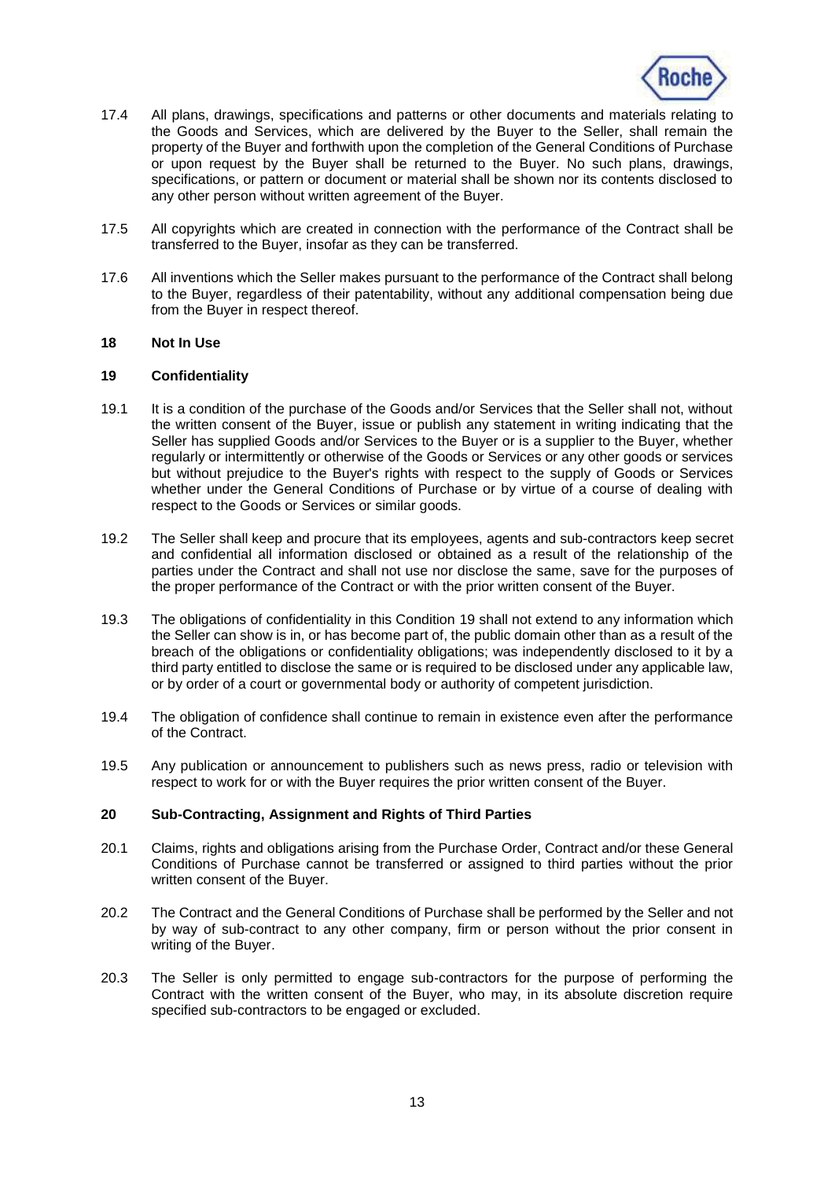17.4 All plans, drawings, specifications and patterns or other documents and materials relating to the Goods and Services, which are delivered by the Buyer to the Seller, shall remain the property of the Buyer and forthwith upon the completion of the General Conditions of Purchase or upon request by the Buyer shall be returned to the Buyer. No such plans, drawings, specifications, or pattern or document or material shall be shown nor its contents disclosed to any other person without written agreement of the Buyer.

17.5 All copyrights which are created in connection with the performance of the Contract shall be transferred to the Buyer, insofar as they can be transferred.

17.6 All inventions which the Seller makes pursuant to the performance of the Contract shall belong to the Buyer, regardless of their patentability, without any additional compensation being due from the Buyer in respect thereof.

**18 Not In Use**

**19 Confidentiality**

19.1 It is a condition of the purchase of the Goods and/or Services that the Seller shall not, without the written consent of the Buyer, issue or publish any statement in writing indicating that the Seller has supplied Goods and/or Services to the Buyer or is a supplier to the Buyer, whether regularly or intermittently or otherwise of the Goods or Services or any other goods or services but without prejudice to the Buyer's rights with respect to the supply of Goods or Services whether under the General Conditions of Purchase or by virtue of a course of dealing with respect to the Goods or Services or similar goods.

19.2 The Seller shall keep and procure that its employees, agents and sub-contractors keep secret and confidential all information disclosed or obtained as a result of the relationship of the parties under the Contract and shall not use nor disclose the same, save for the purposes of the proper performance of the Contract or with the prior written consent of the Buyer.

19.3 The obligations of confidentiality in this Condition 19 shall not extend to any information which the Seller can show is in, or has become part of, the public domain other than as a result of the breach of the obligations or confidentiality obligations; was independently disclosed to it by a third party entitled to disclose the same or is required to be disclosed under any applicable law, or by order of a court or governmental body or authority of competent jurisdiction.

19.4 The obligation of confidence shall continue to remain in existence even after the performance of the Contract.

19.5 Any publication or announcement to publishers such as news press, radio or television with respect to work for or with the Buyer requires the prior written consent of the Buyer.

**20 Sub-Contracting, Assignment and Rights of Third Parties**

20.1 Claims, rights and obligations arising from the Purchase Order, Contract and/or these General Conditions of Purchase cannot be transferred or assigned to third parties without the prior written consent of the Buyer.

20.2 The Contract and the General Conditions of Purchase shall be performed by the Seller and not by way of sub-contract to any other company, firm or person without the prior consent in writing of the Buyer.

20.3 The Seller is only permitted to engage sub-contractors for the purpose of performing the Contract with the written consent of the Buyer, who may, in its absolute discretion require specified sub-contractors to be engaged or excluded.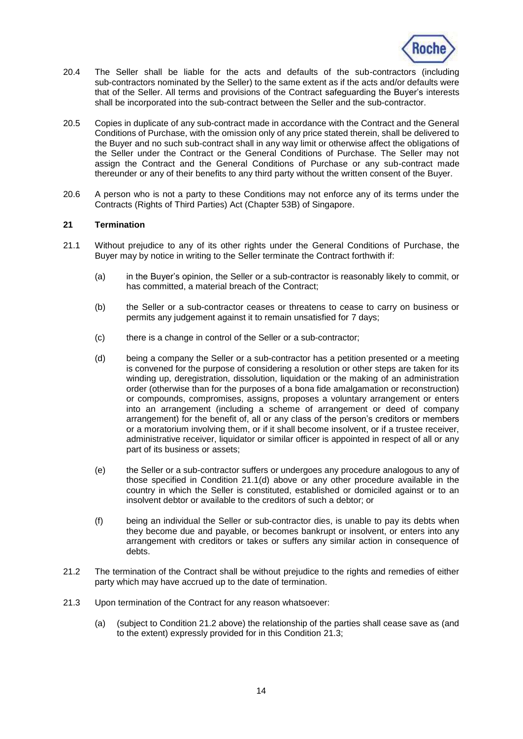20.4 The Seller shall be liable for the acts and defaults of the sub-contractors (including sub-contractors nominated by the Seller) to the same extent as if the acts and/or defaults were that of the Seller. All terms and provisions of the Contract safeguarding the Buyer's interests shall be incorporated into the sub-contract between the Seller and the sub-contractor.

20.5 Copies in duplicate of any sub-contract made in accordance with the Contract and the General Conditions of Purchase, with the omission only of any price stated therein, shall be delivered to the Buyer and no such sub-contract shall in any way limit or otherwise affect the obligations of the Seller under the Contract or the General Conditions of Purchase. The Seller may not assign the Contract and the General Conditions of Purchase or any sub-contract made thereunder or any of their benefits to any third party without the written consent of the Buyer.

20.6 A person who is not a party to these Conditions may not enforce any of its terms under the Contracts (Rights of Third Parties) Act (Chapter 53B) of Singapore.

## 21 Termination

21.1 Without prejudice to any of its other rights under the General Conditions of Purchase, the Buyer may by notice in writing to the Seller terminate the Contract forthwith if:

(a) in the Buyer's opinion, the Seller or a sub-contractor is reasonably likely to commit, or has committed, a material breach of the Contract;

(b) the Seller or a sub-contractor ceases or threatens to cease to carry on business or permits any judgement against it to remain unsatisfied for 7 days;

(c) there is a change in control of the Seller or a sub-contractor;

(d) being a company the Seller or a sub-contractor has a petition presented or a meeting is convened for the purpose of considering a resolution or other steps are taken for its winding up, deregistration, dissolution, liquidation or the making of an administration order (otherwise than for the purposes of a bona fide amalgamation or reconstruction) or compounds, compromises, assigns, proposes a voluntary arrangement or enters into an arrangement (including a scheme of arrangement or deed of company arrangement) for the benefit of, all or any class of the person's creditors or members or a moratorium involving them, or if it shall become insolvent, or if a trustee receiver, administrative receiver, liquidator or similar officer is appointed in respect of all or any part of its business or assets;

(e) the Seller or a sub-contractor suffers or undergoes any procedure analogous to any of those specified in Condition 21.1(d) above or any other procedure available in the country in which the Seller is constituted, established or domiciled against or to an insolvent debtor or available to the creditors of such a debtor; or

(f) being an individual the Seller or sub-contractor dies, is unable to pay its debts when they become due and payable, or becomes bankrupt or insolvent, or enters into any arrangement with creditors or takes or suffers any similar action in consequence of debts.

21.2 The termination of the Contract shall be without prejudice to the rights and remedies of either party which may have accrued up to the date of termination.

21.3 Upon termination of the Contract for any reason whatsoever:

(a) (subject to Condition 21.2 above) the relationship of the parties shall cease save as (and to the extent) expressly provided for in this Condition 21.3;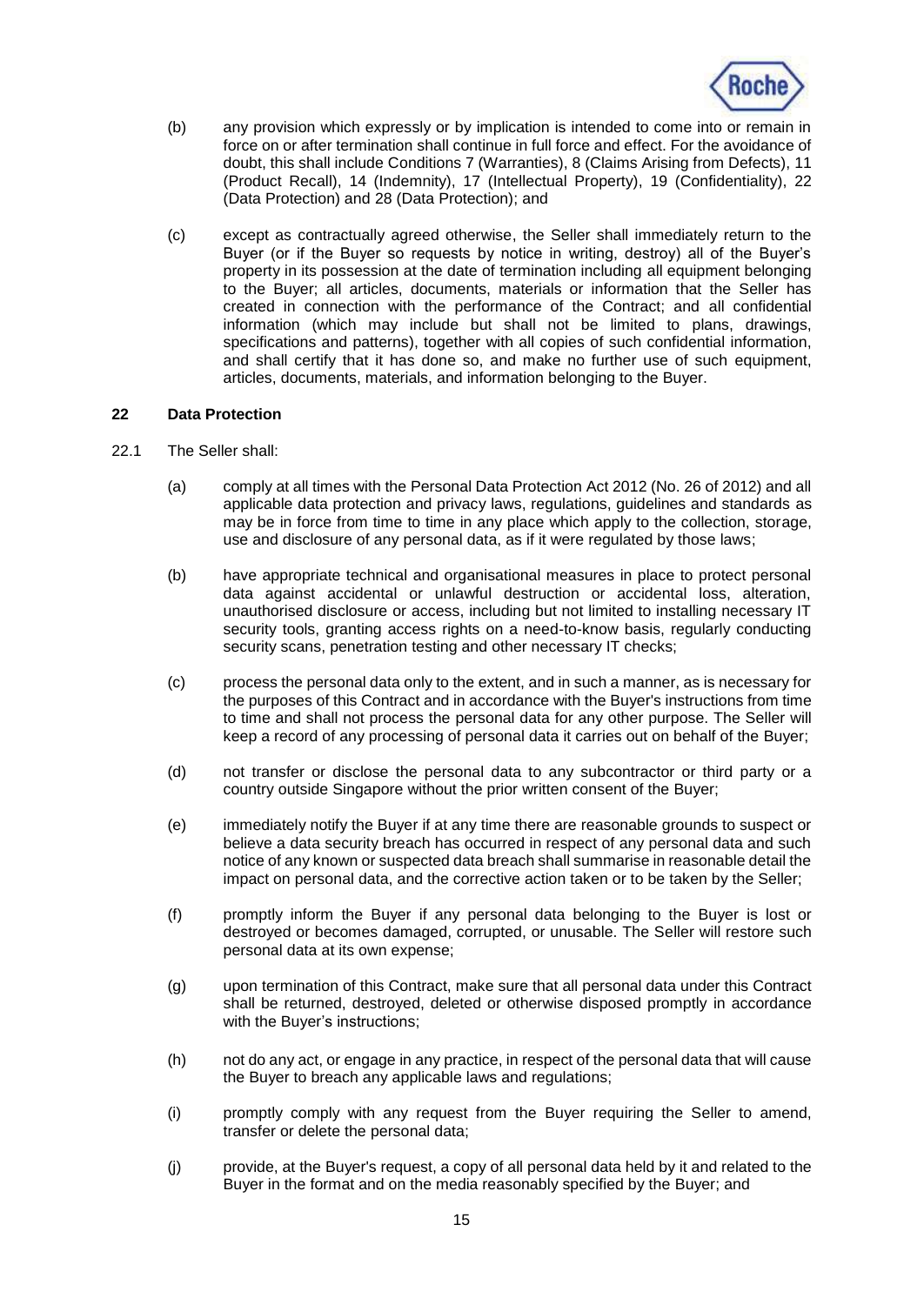(b) any provision which expressly or by implication is intended to come into or remain in force on or after termination shall continue in full force and effect. For the avoidance of doubt, this shall include Conditions 7 (Warranties), 8 (Claims Arising from Defects), 11 (Product Recall), 14 (Indemnity), 17 (Intellectual Property), 19 (Confidentiality), 22 (Data Protection) and 28 (Data Protection); and

(c) except as contractually agreed otherwise, the Seller shall immediately return to the Buyer (or if the Buyer so requests by notice in writing, destroy) all of the Buyer's property in its possession at the date of termination including all equipment belonging to the Buyer; all articles, documents, materials or information that the Seller has created in connection with the performance of the Contract; and all confidential information (which may include but shall not be limited to plans, drawings, specifications and patterns), together with all copies of such confidential information, and shall certify that it has done so, and make no further use of such equipment, articles, documents, materials, and information belonging to the Buyer.

## 22 Data Protection

22.1 The Seller shall:

(a) comply at all times with the Personal Data Protection Act 2012 (No. 26 of 2012) and all applicable data protection and privacy laws, regulations, guidelines and standards as may be in force from time to time in any place which apply to the collection, storage, use and disclosure of any personal data, as if it were regulated by those laws;

(b) have appropriate technical and organisational measures in place to protect personal data against accidental or unlawful destruction or accidental loss, alteration, unauthorised disclosure or access, including but not limited to installing necessary IT security tools, granting access rights on a need-to-know basis, regularly conducting security scans, penetration testing and other necessary IT checks;

(c) process the personal data only to the extent, and in such a manner, as is necessary for the purposes of this Contract and in accordance with the Buyer's instructions from time to time and shall not process the personal data for any other purpose. The Seller will keep a record of any processing of personal data it carries out on behalf of the Buyer;

(d) not transfer or disclose the personal data to any subcontractor or third party or a country outside Singapore without the prior written consent of the Buyer;

(e) immediately notify the Buyer if at any time there are reasonable grounds to suspect or believe a data security breach has occurred in respect of any personal data and such notice of any known or suspected data breach shall summarise in reasonable detail the impact on personal data, and the corrective action taken or to be taken by the Seller;

(f) promptly inform the Buyer if any personal data belonging to the Buyer is lost or destroyed or becomes damaged, corrupted, or unusable. The Seller will restore such personal data at its own expense;

(g) upon termination of this Contract, make sure that all personal data under this Contract shall be returned, destroyed, deleted or otherwise disposed promptly in accordance with the Buyer's instructions;

(h) not do any act, or engage in any practice, in respect of the personal data that will cause the Buyer to breach any applicable laws and regulations;

(i) promptly comply with any request from the Buyer requiring the Seller to amend, transfer or delete the personal data;

(j) provide, at the Buyer's request, a copy of all personal data held by it and related to the Buyer in the format and on the media reasonably specified by the Buyer; and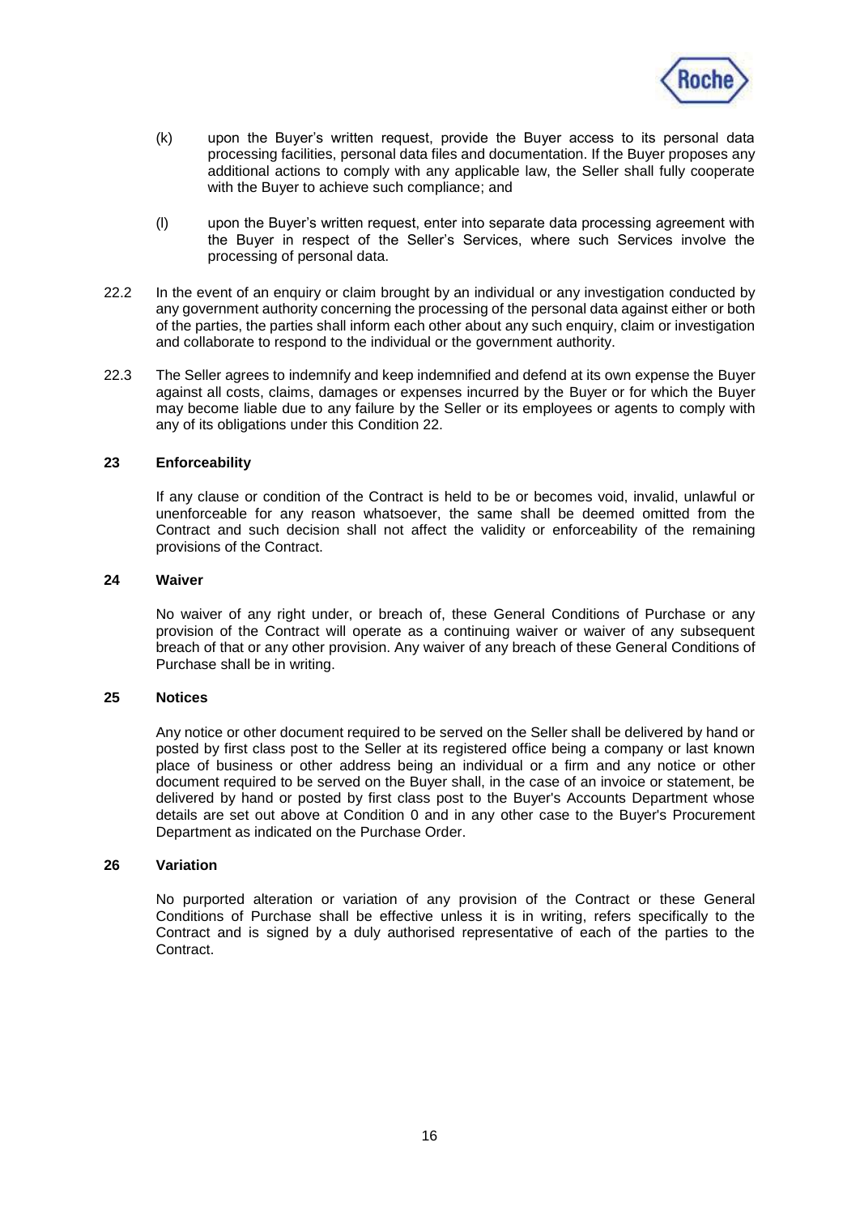(k) upon the Buyer's written request, provide the Buyer access to its personal data processing facilities, personal data files and documentation. If the Buyer proposes any additional actions to comply with any applicable law, the Seller shall fully cooperate with the Buyer to achieve such compliance; and

(l) upon the Buyer's written request, enter into separate data processing agreement with the Buyer in respect of the Seller's Services, where such Services involve the processing of personal data.

22.2 In the event of an enquiry or claim brought by an individual or any investigation conducted by any government authority concerning the processing of the personal data against either or both of the parties, the parties shall inform each other about any such enquiry, claim or investigation and collaborate to respond to the individual or the government authority.

22.3 The Seller agrees to indemnify and keep indemnified and defend at its own expense the Buyer against all costs, claims, damages or expenses incurred by the Buyer or for which the Buyer may become liable due to any failure by the Seller or its employees or agents to comply with any of its obligations under this Condition 22.

## 23 Enforceability

If any clause or condition of the Contract is held to be or becomes void, invalid, unlawful or unenforceable for any reason whatsoever, the same shall be deemed omitted from the Contract and such decision shall not affect the validity or enforceability of the remaining provisions of the Contract.

## 24 Waiver

No waiver of any right under, or breach of, these General Conditions of Purchase or any provision of the Contract will operate as a continuing waiver or waiver of any subsequent breach of that or any other provision. Any waiver of any breach of these General Conditions of Purchase shall be in writing.

## 25 Notices

Any notice or other document required to be served on the Seller shall be delivered by hand or posted by first class post to the Seller at its registered office being a company or last known place of business or other address being an individual or a firm and any notice or other document required to be served on the Buyer shall, in the case of an invoice or statement, be delivered by hand or posted by first class post to the Buyer's Accounts Department whose details are set out above at Condition 0 and in any other case to the Buyer's Procurement Department as indicated on the Purchase Order.

## 26 Variation

No purported alteration or variation of any provision of the Contract or these General Conditions of Purchase shall be effective unless it is in writing, refers specifically to the Contract and is signed by a duly authorised representative of each of the parties to the Contract.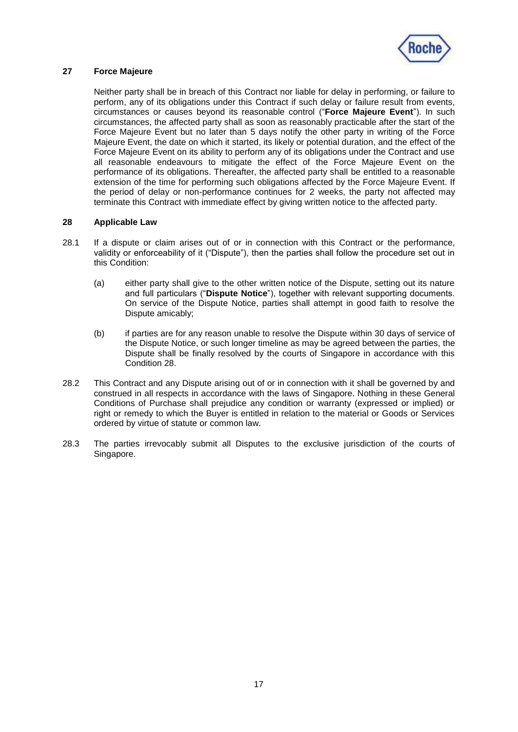## 27 Force Majeure

Neither party shall be in breach of this Contract nor liable for delay in performing, or failure to perform, any of its obligations under this Contract if such delay or failure result from events, circumstances or causes beyond its reasonable control ("**Force Majeure Event**"). In such circumstances, the affected party shall as soon as reasonably practicable after the start of the Force Majeure Event but no later than 5 days notify the other party in writing of the Force Majeure Event, the date on which it started, its likely or potential duration, and the effect of the Force Majeure Event on its ability to perform any of its obligations under the Contract and use all reasonable endeavours to mitigate the effect of the Force Majeure Event on the performance of its obligations. Thereafter, the affected party shall be entitled to a reasonable extension of the time for performing such obligations affected by the Force Majeure Event. If the period of delay or non-performance continues for 2 weeks, the party not affected may terminate this Contract with immediate effect by giving written notice to the affected party.

## 28 Applicable Law

28.1 If a dispute or claim arises out of or in connection with this Contract or the performance, validity or enforceability of it ("Dispute"), then the parties shall follow the procedure set out in this Condition:

(a) either party shall give to the other written notice of the Dispute, setting out its nature and full particulars ("**Dispute Notice**"), together with relevant supporting documents. On service of the Dispute Notice, parties shall attempt in good faith to resolve the Dispute amicably;

(b) if parties are for any reason unable to resolve the Dispute within 30 days of service of the Dispute Notice, or such longer timeline as may be agreed between the parties, the Dispute shall be finally resolved by the courts of Singapore in accordance with this Condition 28.

28.2 This Contract and any Dispute arising out of or in connection with it shall be governed by and construed in all respects in accordance with the laws of Singapore. Nothing in these General Conditions of Purchase shall prejudice any condition or warranty (expressed or implied) or right or remedy to which the Buyer is entitled in relation to the material or Goods or Services ordered by virtue of statute or common law.

28.3 The parties irrevocably submit all Disputes to the exclusive jurisdiction of the courts of Singapore.